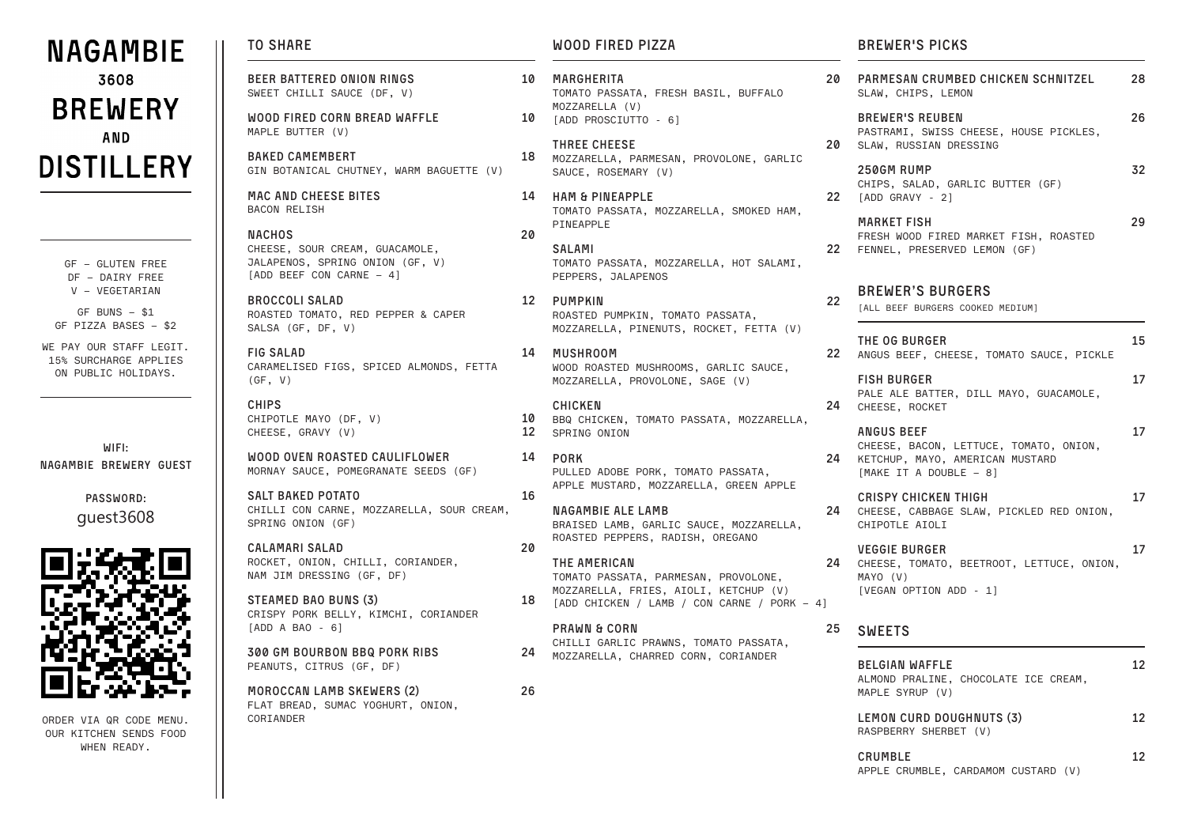# NAGAMBIE 3608 BREWERY AND DISTILLERY

GF – GLUTEN FREE
DF – DAIRY FREE
V – VEGETARIAN

GF BUNS – $1
GF PIZZA BASES – $2

WE PAY OUR STAFF LEGIT. 15% SURCHARGE APPLIES ON PUBLIC HOLIDAYS.

WIFI:
NAGAMBIE BREWERY GUEST

PASSWORD:
guest3608

ORDER VIA QR CODE MENU. OUR KITCHEN SENDS FOOD WHEN READY.

## TO SHARE

**BEER BATTERED ONION RINGS** 10
SWEET CHILLI SAUCE (DF, V)

**WOOD FIRED CORN BREAD WAFFLE** 10
MAPLE BUTTER (V)

**BAKED CAMEMBERT** 18
GIN BOTANICAL CHUTNEY, WARM BAGUETTE (V)

**MAC AND CHEESE BITES** 14
BACON RELISH

**NACHOS** 20
CHEESE, SOUR CREAM, GUACAMOLE, JALAPENOS, SPRING ONION (GF, V)
[ADD BEEF CON CARNE – 4]

**BROCCOLI SALAD** 12
ROASTED TOMATO, RED PEPPER & CAPER SALSA (GF, DF, V)

**FIG SALAD** 14
CARAMELISED FIGS, SPICED ALMONDS, FETTA (GF, V)

**CHIPS**
CHIPOTLE MAYO (DF, V) 10
CHEESE, GRAVY (V) 12

**WOOD OVEN ROASTED CAULIFLOWER** 14
MORNAY SAUCE, POMEGRANATE SEEDS (GF)

**SALT BAKED POTATO** 16
CHILLI CON CARNE, MOZZARELLA, SOUR CREAM, SPRING ONION (GF)

**CALAMARI SALAD** 20
ROCKET, ONION, CHILLI, CORIANDER, NAM JIM DRESSING (GF, DF)

**STEAMED BAO BUNS (3)** 18
CRISPY PORK BELLY, KIMCHI, CORIANDER
[ADD A BAO - 6]

**300 GM BOURBON BBQ PORK RIBS** 24
PEANUTS, CITRUS (GF, DF)

**MOROCCAN LAMB SKEWERS (2)** 26
FLAT BREAD, SUMAC YOGHURT, ONION, CORIANDER

## WOOD FIRED PIZZA

**MARGHERITA** 20
TOMATO PASSATA, FRESH BASIL, BUFFALO MOZZARELLA (V)
[ADD PROSCIUTTO - 6]

**THREE CHEESE** 20
MOZZARELLA, PARMESAN, PROVOLONE, GARLIC SAUCE, ROSEMARY (V)

**HAM & PINEAPPLE** 22
TOMATO PASSATA, MOZZARELLA, SMOKED HAM, PINEAPPLE

**SALAMI** 22
TOMATO PASSATA, MOZZARELLA, HOT SALAMI, PEPPERS, JALAPENOS

**PUMPKIN** 22
ROASTED PUMPKIN, TOMATO PASSATA, MOZZARELLA, PINENUTS, ROCKET, FETTA (V)

**MUSHROOM** 22
WOOD ROASTED MUSHROOMS, GARLIC SAUCE, MOZZARELLA, PROVOLONE, SAGE (V)

**CHICKEN** 24
BBQ CHICKEN, TOMATO PASSATA, MOZZARELLA, SPRING ONION

**PORK** 24
PULLED ADOBE PORK, TOMATO PASSATA, APPLE MUSTARD, MOZZARELLA, GREEN APPLE

**NAGAMBIE ALE LAMB** 24
BRAISED LAMB, GARLIC SAUCE, MOZZARELLA, ROASTED PEPPERS, RADISH, OREGANO

**THE AMERICAN** 24
TOMATO PASSATA, PARMESAN, PROVOLONE, MOZZARELLA, FRIES, AIOLI, KETCHUP (V)
[ADD CHICKEN / LAMB / CON CARNE / PORK – 4]

**PRAWN & CORN** 25
CHILLI GARLIC PRAWNS, TOMATO PASSATA, MOZZARELLA, CHARRED CORN, CORIANDER

## BREWER'S PICKS

**PARMESAN CRUMBED CHICKEN SCHNITZEL** 28
SLAW, CHIPS, LEMON

**BREWER'S REUBEN** 26
PASTRAMI, SWISS CHEESE, HOUSE PICKLES, SLAW, RUSSIAN DRESSING

**250GM RUMP** 32
CHIPS, SALAD, GARLIC BUTTER (GF)
[ADD GRAVY - 2]

**MARKET FISH** 29
FRESH WOOD FIRED MARKET FISH, ROASTED FENNEL, PRESERVED LEMON (GF)

## BREWER'S BURGERS

[ALL BEEF BURGERS COOKED MEDIUM]

**THE OG BURGER** 15
ANGUS BEEF, CHEESE, TOMATO SAUCE, PICKLE

**FISH BURGER** 17
PALE ALE BATTER, DILL MAYO, GUACAMOLE, CHEESE, ROCKET

**ANGUS BEEF** 17
CHEESE, BACON, LETTUCE, TOMATO, ONION, KETCHUP, MAYO, AMERICAN MUSTARD
[MAKE IT A DOUBLE – 8]

**CRISPY CHICKEN THIGH** 17
CHEESE, CABBAGE SLAW, PICKLED RED ONION, CHIPOTLE AIOLI

**VEGGIE BURGER** 17
CHEESE, TOMATO, BEETROOT, LETTUCE, ONION, MAYO (V)
[VEGAN OPTION ADD - 1]

## SWEETS

**BELGIAN WAFFLE** 12
ALMOND PRALINE, CHOCOLATE ICE CREAM, MAPLE SYRUP (V)

**LEMON CURD DOUGHNUTS (3)** 12
RASPBERRY SHERBET (V)

**CRUMBLE** 12
APPLE CRUMBLE, CARDAMOM CUSTARD (V)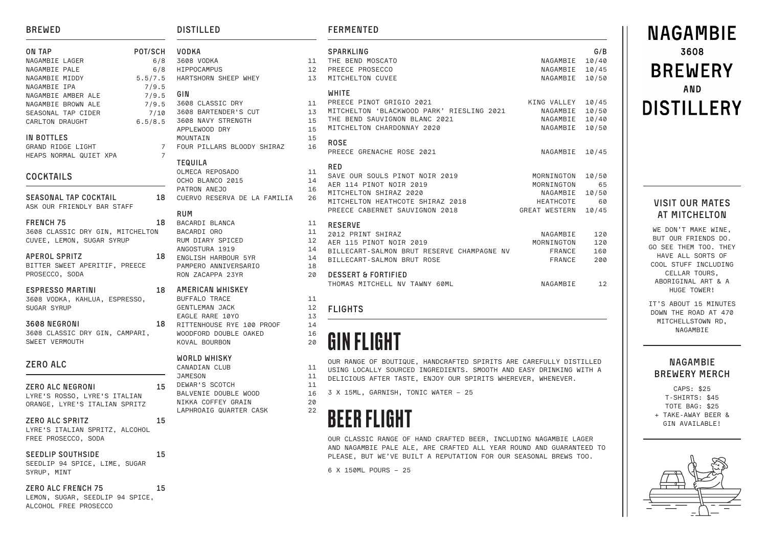## BREWED

| ON TAP | POT/SCH |
|---|---|
| NAGAMBIE LAGER | 6/8 |
| NAGAMBIE PALE | 6/8 |
| NAGAMBIE MIDDY | 5.5/7.5 |
| NAGAMBIE IPA | 7/9.5 |
| NAGAMBIE AMBER ALE | 7/9.5 |
| NAGAMBIE BROWN ALE | 7/9.5 |
| SEASONAL TAP CIDER | 7/10 |
| CARLTON DRAUGHT | 6.5/8.5 |

### IN BOTTLES

| | |
|---|---|
| GRAND RIDGE LIGHT | 7 |
| HEAPS NORMAL QUIET XPA | 7 |

## COCKTAILS

**SEASONAL TAP COCKTAIL** 18
ASK OUR FRIENDLY BAR STAFF

**FRENCH 75** 18
3608 CLASSIC DRY GIN, MITCHELTON CUVEE, LEMON, SUGAR SYRUP

**APEROL SPRITZ** 18
BITTER SWEET APERITIF, PREECE PROSECCO, SODA

**ESPRESSO MARTINI** 18
3608 VODKA, KAHLUA, ESPRESSO, SUGAR SYRUP

**3608 NEGRONI** 18
3608 CLASSIC DRY GIN, CAMPARI, SWEET VERMOUTH

## ZERO ALC

**ZERO ALC NEGRONI** 15
LYRE'S ROSSO, LYRE'S ITALIAN ORANGE, LYRE'S ITALIAN SPRITZ

**ZERO ALC SPRITZ** 15
LYRE'S ITALIAN SPRITZ, ALCOHOL FREE PROSECCO, SODA

**SEEDLIP SOUTHSIDE** 15
SEEDLIP 94 SPICE, LIME, SUGAR SYRUP, MINT

**ZERO ALC FRENCH 75** 15
LEMON, SUGAR, SEEDLIP 94 SPICE, ALCOHOL FREE PROSECCO

## DISTILLED

### VODKA

| | |
|---|---|
| 3608 VODKA | 11 |
| HIPPOCAMPUS | 12 |
| HARTSHORN SHEEP WHEY | 13 |

### GIN

| | |
|---|---|
| 3608 CLASSIC DRY | 11 |
| 3608 BARTENDER'S CUT | 13 |
| 3608 NAVY STRENGTH | 15 |
| APPLEWOOD DRY | 15 |
| MOUNTAIN | 15 |
| FOUR PILLARS BLOODY SHIRAZ | 16 |

### TEQUILA

| | |
|---|---|
| OLMECA REPOSADO | 11 |
| OCHO BLANCO 2015 | 14 |
| PATRON ANEJO | 16 |
| CUERVO RESERVA DE LA FAMILIA | 26 |

### RUM

| | |
|---|---|
| BACARDI BLANCA | 11 |
| BACARDI ORO | 11 |
| RUM DIARY SPICED | 12 |
| ANGOSTURA 1919 | 14 |
| ENGLISH HARBOUR 5YR | 14 |
| PAMPERO ANNIVERSARIO | 18 |
| RON ZACAPPA 23YR | 20 |

### AMERICAN WHISKEY

| | |
|---|---|
| BUFFALO TRACE | 11 |
| GENTLEMAN JACK | 12 |
| EAGLE RARE 10YO | 13 |
| RITTENHOUSE RYE 100 PROOF | 14 |
| WOODFORD DOUBLE OAKED | 16 |
| KOVAL BOURBON | 20 |

### WORLD WHISKY

| | |
|---|---|
| CANADIAN CLUB | 11 |
| JAMESON | 11 |
| DEWAR'S SCOTCH | 11 |
| BALVENIE DOUBLE WOOD | 16 |
| NIKKA COFFEY GRAIN | 20 |
| LAPHROAIG QUARTER CASK | 22 |

## FERMENTED

| SPARKLING | | G/B |
|---|---|---|
| THE BEND MOSCATO | NAGAMBIE | 10/40 |
| PREECE PROSECCO | NAGAMBIE | 10/45 |
| MITCHELTON CUVEE | NAGAMBIE | 10/50 |
| **WHITE** | | |
| PREECE PINOT GRIGIO 2021 | KING VALLEY | 10/45 |
| MITCHELTON 'BLACKWOOD PARK' RIESLING 2021 | NAGAMBIE | 10/50 |
| THE BEND SAUVIGNON BLANC 2021 | NAGAMBIE | 10/40 |
| MITCHELTON CHARDONNAY 2020 | NAGAMBIE | 10/50 |
| **ROSE** | | |
| PREECE GRENACHE ROSE 2021 | NAGAMBIE | 10/45 |
| **RED** | | |
| SAVE OUR SOULS PINOT NOIR 2019 | MORNINGTON | 10/50 |
| AER 114 PINOT NOIR 2019 | MORNINGTON | 65 |
| MITCHELTON SHIRAZ 2020 | NAGAMBIE | 10/50 |
| MITCHELTON HEATHCOTE SHIRAZ 2018 | HEATHCOTE | 60 |
| PREECE CABERNET SAUVIGNON 2018 | GREAT WESTERN | 10/45 |
| **RESERVE** | | |
| 2012 PRINT SHIRAZ | NAGAMBIE | 120 |
| AER 115 PINOT NOIR 2019 | MORNINGTON | 120 |
| BILLECART-SALMON BRUT RESERVE CHAMPAGNE NV | FRANCE | 160 |
| BILLECART-SALMON BRUT ROSE | FRANCE | 200 |
| **DESSERT & FORTIFIED** | | |
| THOMAS MITCHELL NV TAWNY 60ML | NAGAMBIE | 12 |

## FLIGHTS

# GIN FLIGHT

OUR RANGE OF BOUTIQUE, HANDCRAFTED SPIRITS ARE CAREFULLY DISTILLED USING LOCALLY SOURCED INGREDIENTS. SMOOTH AND EASY DRINKING WITH A DELICIOUS AFTER TASTE, ENJOY OUR SPIRITS WHEREVER, WHENEVER.

3 X 15ML, GARNISH, TONIC WATER – 25

# BEER FLIGHT

OUR CLASSIC RANGE OF HAND CRAFTED BEER, INCLUDING NAGAMBIE LAGER AND NAGAMBIE PALE ALE, ARE CRAFTED ALL YEAR ROUND AND GUARANTEED TO PLEASE, BUT WE'VE BUILT A REPUTATION FOR OUR SEASONAL BREWS TOO.

6 X 150ML POURS – 25

# NAGAMBIE 3608 BREWERY AND DISTILLERY

## VISIT OUR MATES AT MITCHELTON

WE DON'T MAKE WINE, BUT OUR FRIENDS DO. GO SEE THEM TOO. THEY HAVE ALL SORTS OF COOL STUFF INCLUDING CELLAR TOURS, ABORIGINAL ART & A HUGE TOWER!

IT'S ABOUT 15 MINUTES DOWN THE ROAD AT 470 MITCHELLSTOWN RD, NAGAMBIE

## NAGAMBIE BREWERY MERCH

CAPS: $25
T-SHIRTS: $45
TOTE BAG: $25
+ TAKE-AWAY BEER & GIN AVAILABLE!